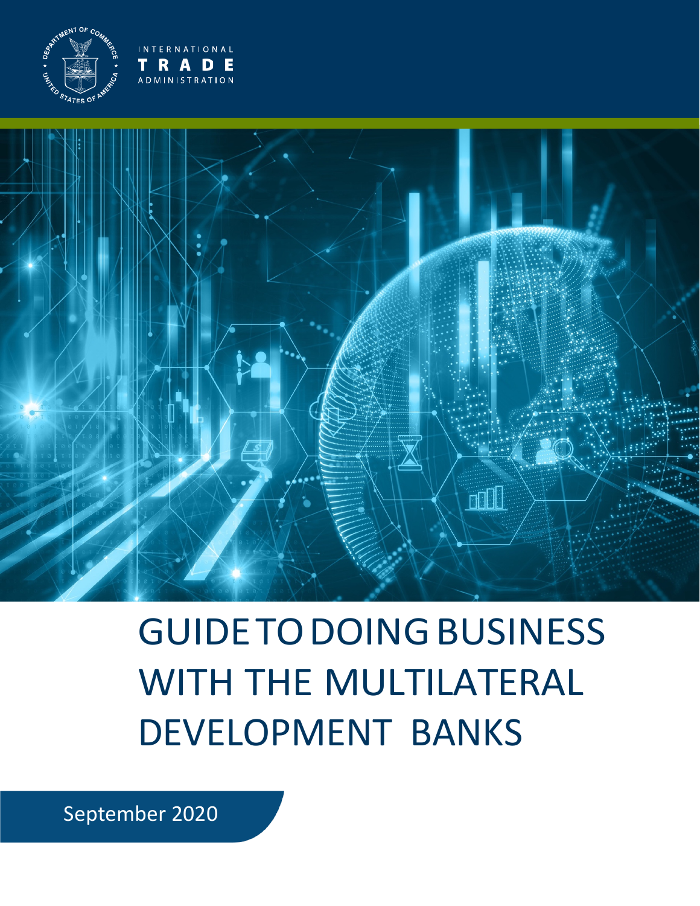INTERNATIONAL
TRADE
ADMINISTRATION

# GUIDE TO DOING BUSINESS WITH THE MULTILATERAL DEVELOPMENT BANKS

September 2020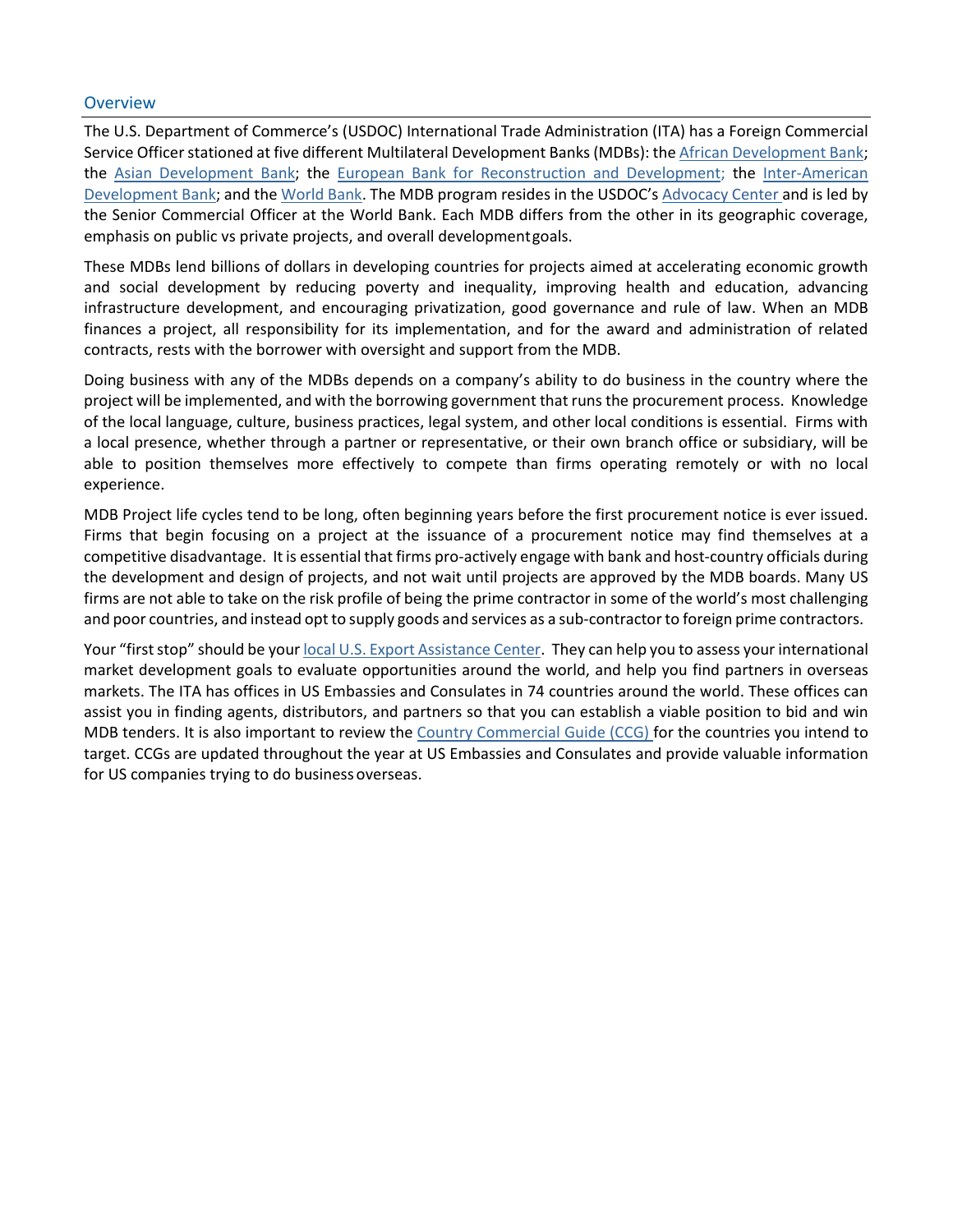## Overview

The U.S. Department of Commerce's (USDOC) International Trade Administration (ITA) has a Foreign Commercial Service Officer stationed at five different Multilateral Development Banks (MDBs): the African Development Bank; the Asian Development Bank; the European Bank for Reconstruction and Development; the Inter-American Development Bank; and the World Bank. The MDB program resides in the USDOC's Advocacy Center and is led by the Senior Commercial Officer at the World Bank. Each MDB differs from the other in its geographic coverage, emphasis on public vs private projects, and overall development goals.

These MDBs lend billions of dollars in developing countries for projects aimed at accelerating economic growth and social development by reducing poverty and inequality, improving health and education, advancing infrastructure development, and encouraging privatization, good governance and rule of law. When an MDB finances a project, all responsibility for its implementation, and for the award and administration of related contracts, rests with the borrower with oversight and support from the MDB.

Doing business with any of the MDBs depends on a company's ability to do business in the country where the project will be implemented, and with the borrowing government that runs the procurement process. Knowledge of the local language, culture, business practices, legal system, and other local conditions is essential. Firms with a local presence, whether through a partner or representative, or their own branch office or subsidiary, will be able to position themselves more effectively to compete than firms operating remotely or with no local experience.

MDB Project life cycles tend to be long, often beginning years before the first procurement notice is ever issued. Firms that begin focusing on a project at the issuance of a procurement notice may find themselves at a competitive disadvantage. It is essential that firms pro-actively engage with bank and host-country officials during the development and design of projects, and not wait until projects are approved by the MDB boards. Many US firms are not able to take on the risk profile of being the prime contractor in some of the world's most challenging and poor countries, and instead opt to supply goods and services as a sub-contractor to foreign prime contractors.

Your "first stop" should be your local U.S. Export Assistance Center. They can help you to assess your international market development goals to evaluate opportunities around the world, and help you find partners in overseas markets. The ITA has offices in US Embassies and Consulates in 74 countries around the world. These offices can assist you in finding agents, distributors, and partners so that you can establish a viable position to bid and win MDB tenders. It is also important to review the Country Commercial Guide (CCG) for the countries you intend to target. CCGs are updated throughout the year at US Embassies and Consulates and provide valuable information for US companies trying to do business overseas.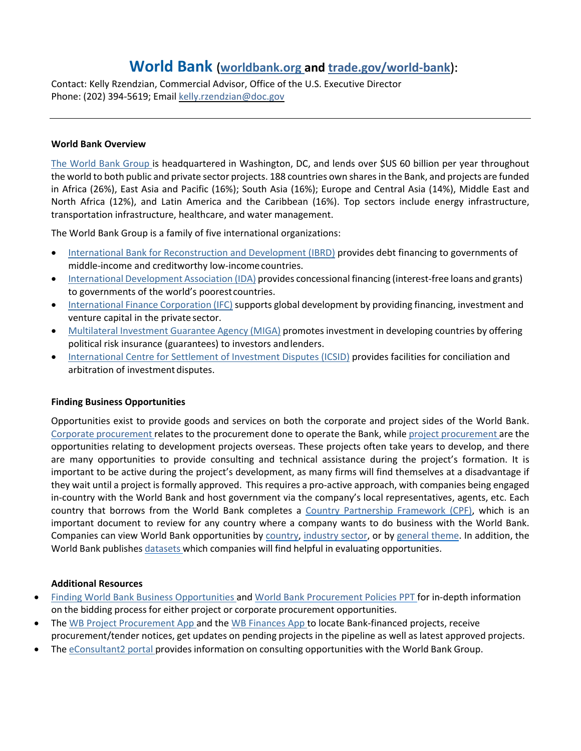# World Bank (worldbank.org and trade.gov/world-bank):

Contact: Kelly Rzendzian, Commercial Advisor, Office of the U.S. Executive Director
Phone: (202) 394-5619; Email kelly.rzendzian@doc.gov

---

**World Bank Overview**

The World Bank Group is headquartered in Washington, DC, and lends over $US 60 billion per year throughout the world to both public and private sector projects. 188 countries own shares in the Bank, and projects are funded in Africa (26%), East Asia and Pacific (16%); South Asia (16%); Europe and Central Asia (14%), Middle East and North Africa (12%), and Latin America and the Caribbean (16%). Top sectors include energy infrastructure, transportation infrastructure, healthcare, and water management.

The World Bank Group is a family of five international organizations:

- International Bank for Reconstruction and Development (IBRD) provides debt financing to governments of middle-income and creditworthy low-income countries.
- International Development Association (IDA) provides concessional financing (interest-free loans and grants) to governments of the world's poorest countries.
- International Finance Corporation (IFC) supports global development by providing financing, investment and venture capital in the private sector.
- Multilateral Investment Guarantee Agency (MIGA) promotes investment in developing countries by offering political risk insurance (guarantees) to investors and lenders.
- International Centre for Settlement of Investment Disputes (ICSID) provides facilities for conciliation and arbitration of investment disputes.

**Finding Business Opportunities**

Opportunities exist to provide goods and services on both the corporate and project sides of the World Bank. Corporate procurement relates to the procurement done to operate the Bank, while project procurement are the opportunities relating to development projects overseas. These projects often take years to develop, and there are many opportunities to provide consulting and technical assistance during the project's formation. It is important to be active during the project's development, as many firms will find themselves at a disadvantage if they wait until a project is formally approved. This requires a pro-active approach, with companies being engaged in-country with the World Bank and host government via the company's local representatives, agents, etc. Each country that borrows from the World Bank completes a Country Partnership Framework (CPF), which is an important document to review for any country where a company wants to do business with the World Bank. Companies can view World Bank opportunities by country, industry sector, or by general theme. In addition, the World Bank publishes datasets which companies will find helpful in evaluating opportunities.

**Additional Resources**

- Finding World Bank Business Opportunities and World Bank Procurement Policies PPT for in-depth information on the bidding process for either project or corporate procurement opportunities.
- The WB Project Procurement App and the WB Finances App to locate Bank-financed projects, receive procurement/tender notices, get updates on pending projects in the pipeline as well as latest approved projects.
- The eConsultant2 portal provides information on consulting opportunities with the World Bank Group.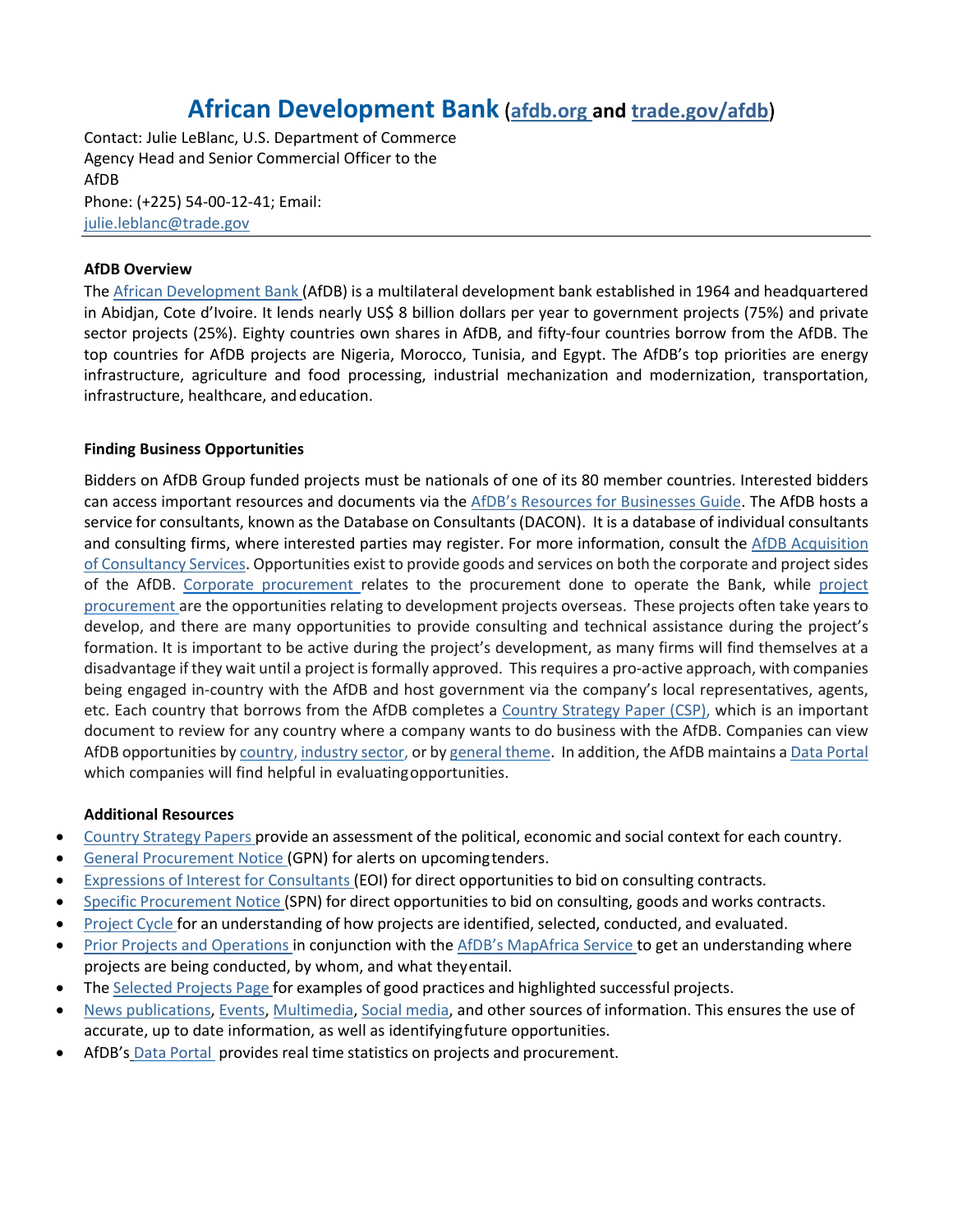# African Development Bank (afdb.org and trade.gov/afdb)

Contact: Julie LeBlanc, U.S. Department of Commerce
Agency Head and Senior Commercial Officer to the AfDB
Phone: (+225) 54-00-12-41; Email: julie.leblanc@trade.gov

**AfDB Overview**

The African Development Bank (AfDB) is a multilateral development bank established in 1964 and headquartered in Abidjan, Cote d'Ivoire. It lends nearly US$ 8 billion dollars per year to government projects (75%) and private sector projects (25%). Eighty countries own shares in AfDB, and fifty-four countries borrow from the AfDB. The top countries for AfDB projects are Nigeria, Morocco, Tunisia, and Egypt. The AfDB's top priorities are energy infrastructure, agriculture and food processing, industrial mechanization and modernization, transportation, infrastructure, healthcare, and education.

**Finding Business Opportunities**

Bidders on AfDB Group funded projects must be nationals of one of its 80 member countries. Interested bidders can access important resources and documents via the AfDB's Resources for Businesses Guide. The AfDB hosts a service for consultants, known as the Database on Consultants (DACON). It is a database of individual consultants and consulting firms, where interested parties may register. For more information, consult the AfDB Acquisition of Consultancy Services. Opportunities exist to provide goods and services on both the corporate and project sides of the AfDB. Corporate procurement relates to the procurement done to operate the Bank, while project procurement are the opportunities relating to development projects overseas. These projects often take years to develop, and there are many opportunities to provide consulting and technical assistance during the project's formation. It is important to be active during the project's development, as many firms will find themselves at a disadvantage if they wait until a project is formally approved. This requires a pro-active approach, with companies being engaged in-country with the AfDB and host government via the company's local representatives, agents, etc. Each country that borrows from the AfDB completes a Country Strategy Paper (CSP), which is an important document to review for any country where a company wants to do business with the AfDB. Companies can view AfDB opportunities by country, industry sector, or by general theme. In addition, the AfDB maintains a Data Portal which companies will find helpful in evaluating opportunities.

**Additional Resources**

- Country Strategy Papers provide an assessment of the political, economic and social context for each country.
- General Procurement Notice (GPN) for alerts on upcoming tenders.
- Expressions of Interest for Consultants (EOI) for direct opportunities to bid on consulting contracts.
- Specific Procurement Notice (SPN) for direct opportunities to bid on consulting, goods and works contracts.
- Project Cycle for an understanding of how projects are identified, selected, conducted, and evaluated.
- Prior Projects and Operations in conjunction with the AfDB's MapAfrica Service to get an understanding where projects are being conducted, by whom, and what they entail.
- The Selected Projects Page for examples of good practices and highlighted successful projects.
- News publications, Events, Multimedia, Social media, and other sources of information. This ensures the use of accurate, up to date information, as well as identifying future opportunities.
- AfDB's Data Portal provides real time statistics on projects and procurement.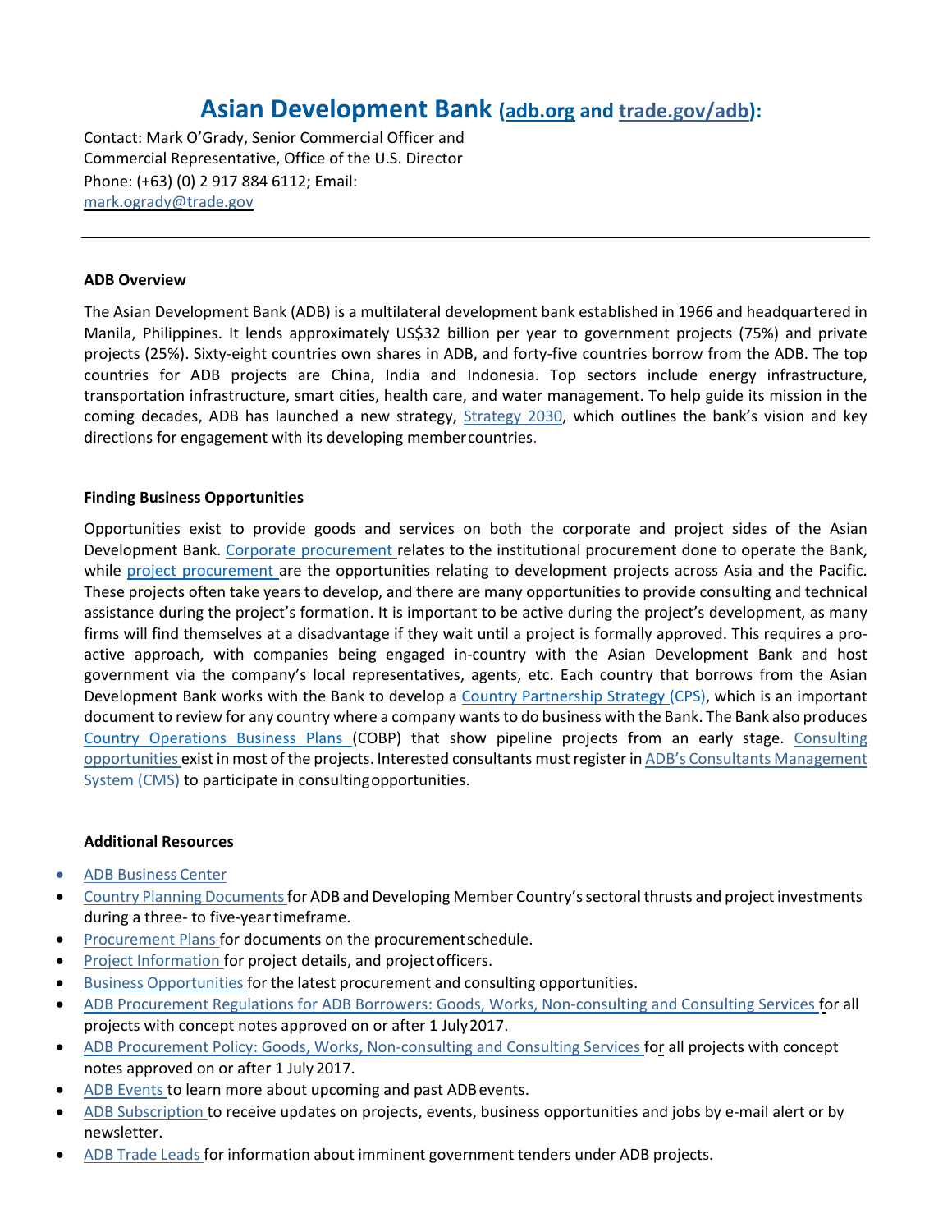# Asian Development Bank (adb.org and trade.gov/adb):

Contact: Mark O'Grady, Senior Commercial Officer and Commercial Representative, Office of the U.S. Director
Phone: (+63) (0) 2 917 884 6112; Email: mark.ogrady@trade.gov

---

**ADB Overview**

The Asian Development Bank (ADB) is a multilateral development bank established in 1966 and headquartered in Manila, Philippines. It lends approximately US$32 billion per year to government projects (75%) and private projects (25%). Sixty-eight countries own shares in ADB, and forty-five countries borrow from the ADB. The top countries for ADB projects are China, India and Indonesia. Top sectors include energy infrastructure, transportation infrastructure, smart cities, health care, and water management. To help guide its mission in the coming decades, ADB has launched a new strategy, Strategy 2030, which outlines the bank's vision and key directions for engagement with its developing member countries.

**Finding Business Opportunities**

Opportunities exist to provide goods and services on both the corporate and project sides of the Asian Development Bank. Corporate procurement relates to the institutional procurement done to operate the Bank, while project procurement are the opportunities relating to development projects across Asia and the Pacific. These projects often take years to develop, and there are many opportunities to provide consulting and technical assistance during the project's formation. It is important to be active during the project's development, as many firms will find themselves at a disadvantage if they wait until a project is formally approved. This requires a pro-active approach, with companies being engaged in-country with the Asian Development Bank and host government via the company's local representatives, agents, etc. Each country that borrows from the Asian Development Bank works with the Bank to develop a Country Partnership Strategy (CPS), which is an important document to review for any country where a company wants to do business with the Bank. The Bank also produces Country Operations Business Plans (COBP) that show pipeline projects from an early stage. Consulting opportunities exist in most of the projects. Interested consultants must register in ADB's Consultants Management System (CMS) to participate in consulting opportunities.

**Additional Resources**

- ADB Business Center
- Country Planning Documents for ADB and Developing Member Country's sectoral thrusts and project investments during a three- to five-year timeframe.
- Procurement Plans for documents on the procurement schedule.
- Project Information for project details, and project officers.
- Business Opportunities for the latest procurement and consulting opportunities.
- ADB Procurement Regulations for ADB Borrowers: Goods, Works, Non-consulting and Consulting Services for all projects with concept notes approved on or after 1 July 2017.
- ADB Procurement Policy: Goods, Works, Non-consulting and Consulting Services for all projects with concept notes approved on or after 1 July 2017.
- ADB Events to learn more about upcoming and past ADB events.
- ADB Subscription to receive updates on projects, events, business opportunities and jobs by e-mail alert or by newsletter.
- ADB Trade Leads for information about imminent government tenders under ADB projects.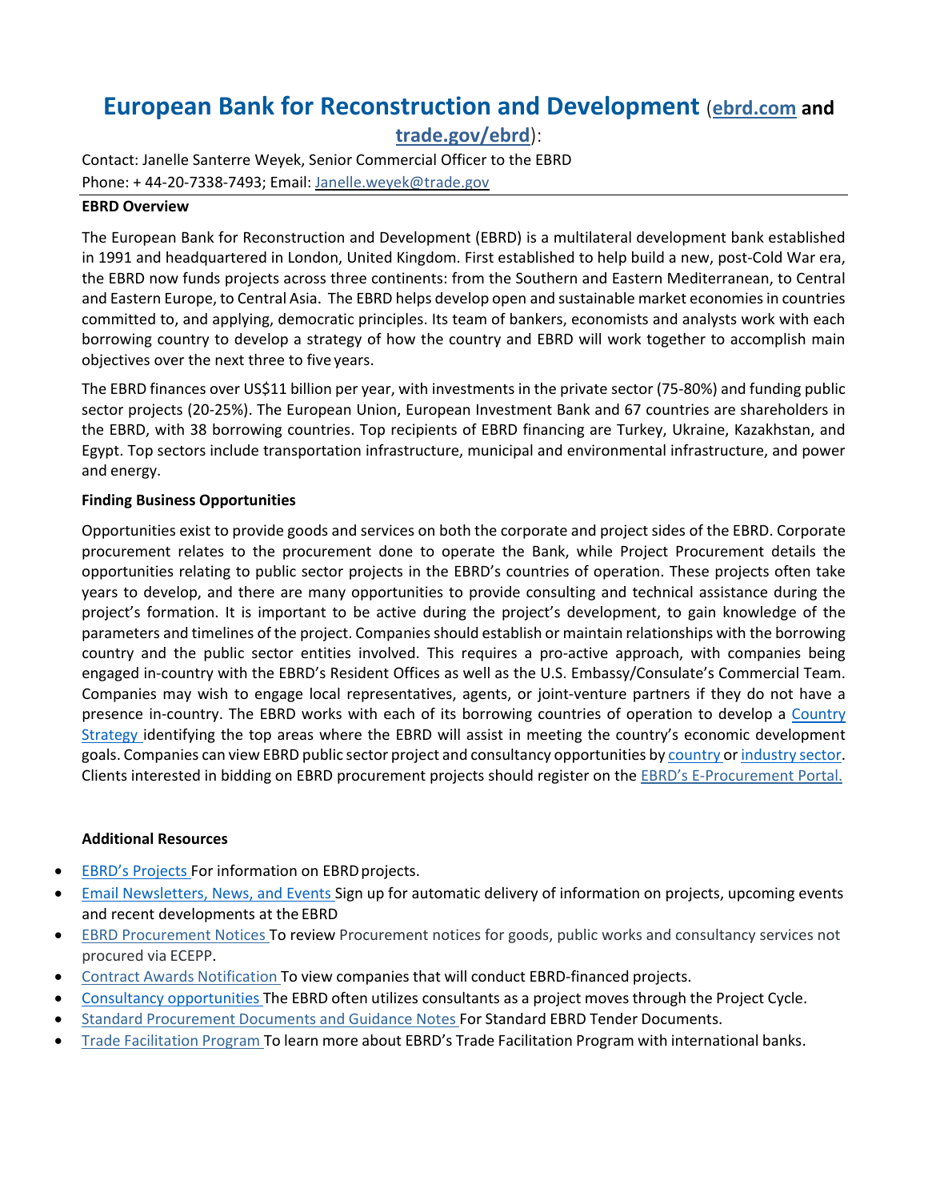# European Bank for Reconstruction and Development (ebrd.com and trade.gov/ebrd):

Contact: Janelle Santerre Weyek, Senior Commercial Officer to the EBRD

Phone: + 44-20-7338-7493; Email: Janelle.weyek@trade.gov

**EBRD Overview**

The European Bank for Reconstruction and Development (EBRD) is a multilateral development bank established in 1991 and headquartered in London, United Kingdom. First established to help build a new, post-Cold War era, the EBRD now funds projects across three continents: from the Southern and Eastern Mediterranean, to Central and Eastern Europe, to Central Asia. The EBRD helps develop open and sustainable market economies in countries committed to, and applying, democratic principles. Its team of bankers, economists and analysts work with each borrowing country to develop a strategy of how the country and EBRD will work together to accomplish main objectives over the next three to five years.

The EBRD finances over US$11 billion per year, with investments in the private sector (75-80%) and funding public sector projects (20-25%). The European Union, European Investment Bank and 67 countries are shareholders in the EBRD, with 38 borrowing countries. Top recipients of EBRD financing are Turkey, Ukraine, Kazakhstan, and Egypt. Top sectors include transportation infrastructure, municipal and environmental infrastructure, and power and energy.

**Finding Business Opportunities**

Opportunities exist to provide goods and services on both the corporate and project sides of the EBRD. Corporate procurement relates to the procurement done to operate the Bank, while Project Procurement details the opportunities relating to public sector projects in the EBRD's countries of operation. These projects often take years to develop, and there are many opportunities to provide consulting and technical assistance during the project's formation. It is important to be active during the project's development, to gain knowledge of the parameters and timelines of the project. Companies should establish or maintain relationships with the borrowing country and the public sector entities involved. This requires a pro-active approach, with companies being engaged in-country with the EBRD's Resident Offices as well as the U.S. Embassy/Consulate's Commercial Team. Companies may wish to engage local representatives, agents, or joint-venture partners if they do not have a presence in-country. The EBRD works with each of its borrowing countries of operation to develop a Country Strategy identifying the top areas where the EBRD will assist in meeting the country's economic development goals. Companies can view EBRD public sector project and consultancy opportunities by country or industry sector. Clients interested in bidding on EBRD procurement projects should register on the EBRD's E-Procurement Portal.

**Additional Resources**

- EBRD's Projects For information on EBRD projects.
- Email Newsletters, News, and Events Sign up for automatic delivery of information on projects, upcoming events and recent developments at the EBRD
- EBRD Procurement Notices To review Procurement notices for goods, public works and consultancy services not procured via ECEPP.
- Contract Awards Notification To view companies that will conduct EBRD-financed projects.
- Consultancy opportunities The EBRD often utilizes consultants as a project moves through the Project Cycle.
- Standard Procurement Documents and Guidance Notes For Standard EBRD Tender Documents.
- Trade Facilitation Program To learn more about EBRD's Trade Facilitation Program with international banks.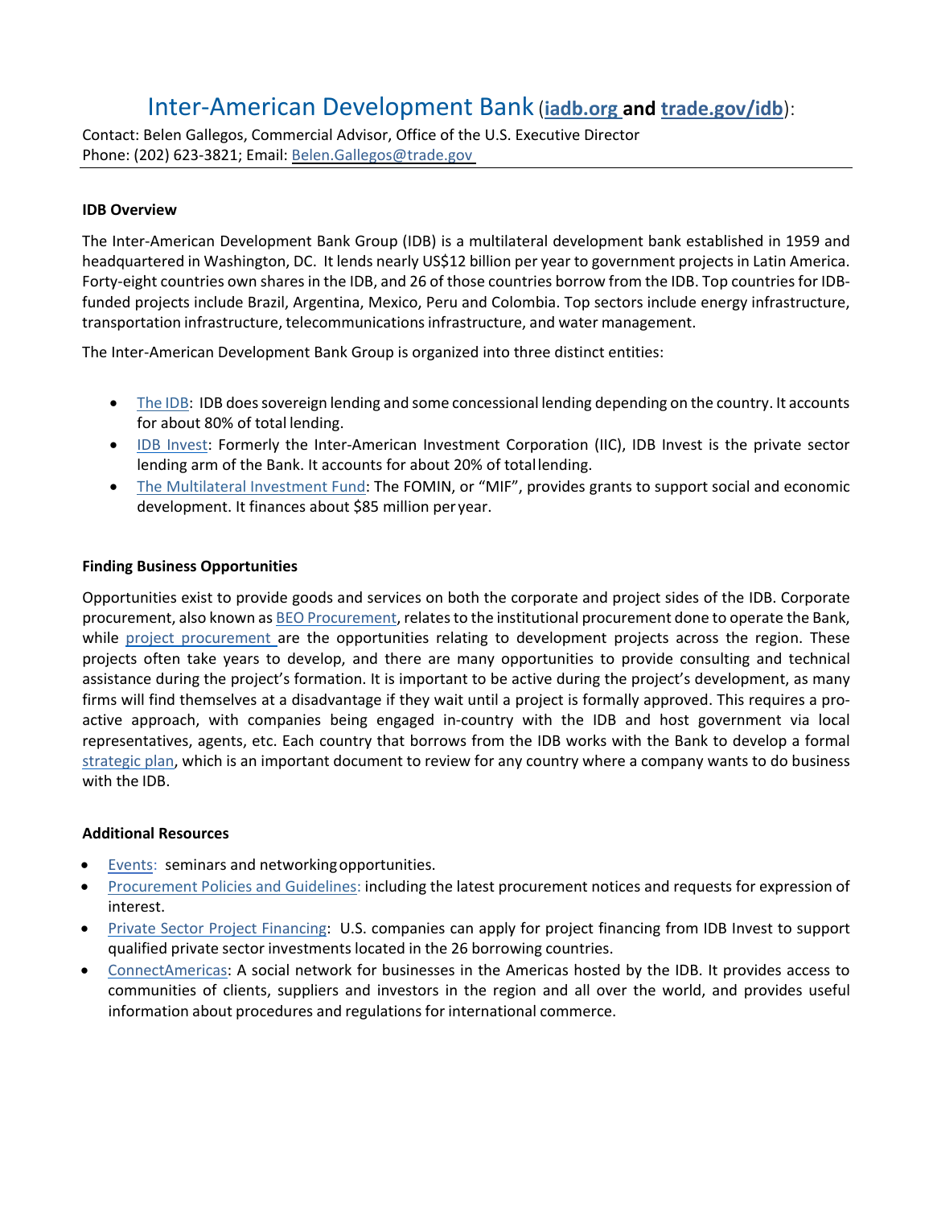# Inter-American Development Bank (**iadb.org and trade.gov/idb**):

Contact: Belen Gallegos, Commercial Advisor, Office of the U.S. Executive Director
Phone: (202) 623-3821; Email: Belen.Gallegos@trade.gov

**IDB Overview**

The Inter-American Development Bank Group (IDB) is a multilateral development bank established in 1959 and headquartered in Washington, DC. It lends nearly US$12 billion per year to government projects in Latin America. Forty-eight countries own shares in the IDB, and 26 of those countries borrow from the IDB. Top countries for IDB-funded projects include Brazil, Argentina, Mexico, Peru and Colombia. Top sectors include energy infrastructure, transportation infrastructure, telecommunications infrastructure, and water management.

The Inter-American Development Bank Group is organized into three distinct entities:

- The IDB: IDB does sovereign lending and some concessional lending depending on the country. It accounts for about 80% of total lending.
- IDB Invest: Formerly the Inter-American Investment Corporation (IIC), IDB Invest is the private sector lending arm of the Bank. It accounts for about 20% of total lending.
- The Multilateral Investment Fund: The FOMIN, or "MIF", provides grants to support social and economic development. It finances about $85 million per year.

**Finding Business Opportunities**

Opportunities exist to provide goods and services on both the corporate and project sides of the IDB. Corporate procurement, also known as BEO Procurement, relates to the institutional procurement done to operate the Bank, while project procurement are the opportunities relating to development projects across the region. These projects often take years to develop, and there are many opportunities to provide consulting and technical assistance during the project's formation. It is important to be active during the project's development, as many firms will find themselves at a disadvantage if they wait until a project is formally approved. This requires a pro-active approach, with companies being engaged in-country with the IDB and host government via local representatives, agents, etc. Each country that borrows from the IDB works with the Bank to develop a formal strategic plan, which is an important document to review for any country where a company wants to do business with the IDB.

**Additional Resources**

- Events: seminars and networking opportunities.
- Procurement Policies and Guidelines: including the latest procurement notices and requests for expression of interest.
- Private Sector Project Financing: U.S. companies can apply for project financing from IDB Invest to support qualified private sector investments located in the 26 borrowing countries.
- ConnectAmericas: A social network for businesses in the Americas hosted by the IDB. It provides access to communities of clients, suppliers and investors in the region and all over the world, and provides useful information about procedures and regulations for international commerce.